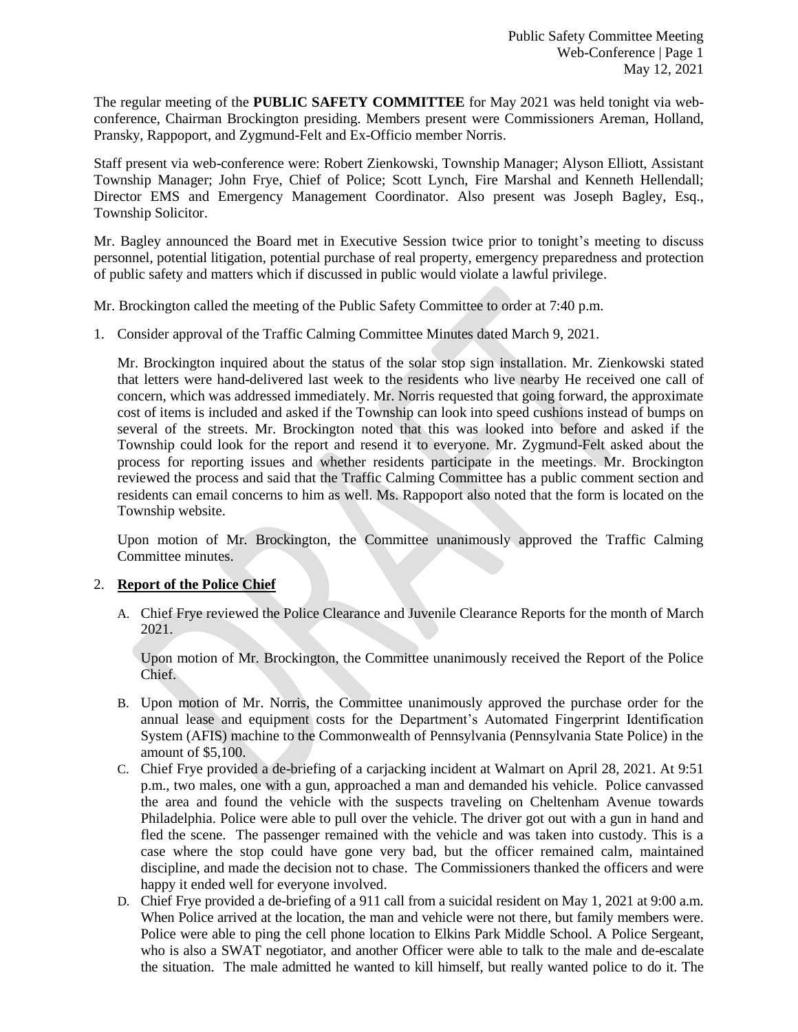The regular meeting of the **PUBLIC SAFETY COMMITTEE** for May 2021 was held tonight via web-conference, Chairman Brockington presiding. Members present were Commissioners Areman, Holland, Pransky, Rappoport, and Zygmund-Felt and Ex-Officio member Norris.

Staff present via web-conference were: Robert Zienkowski, Township Manager; Alyson Elliott, Assistant Township Manager; John Frye, Chief of Police; Scott Lynch, Fire Marshal and Kenneth Hellendall; Director EMS and Emergency Management Coordinator. Also present was Joseph Bagley, Esq., Township Solicitor.

Mr. Bagley announced the Board met in Executive Session twice prior to tonight's meeting to discuss personnel, potential litigation, potential purchase of real property, emergency preparedness and protection of public safety and matters which if discussed in public would violate a lawful privilege.

Mr. Brockington called the meeting of the Public Safety Committee to order at 7:40 p.m.

1. Consider approval of the Traffic Calming Committee Minutes dated March 9, 2021.

   Mr. Brockington inquired about the status of the solar stop sign installation. Mr. Zienkowski stated that letters were hand-delivered last week to the residents who live nearby He received one call of concern, which was addressed immediately. Mr. Norris requested that going forward, the approximate cost of items is included and asked if the Township can look into speed cushions instead of bumps on several of the streets. Mr. Brockington noted that this was looked into before and asked if the Township could look for the report and resend it to everyone. Mr. Zygmund-Felt asked about the process for reporting issues and whether residents participate in the meetings. Mr. Brockington reviewed the process and said that the Traffic Calming Committee has a public comment section and residents can email concerns to him as well. Ms. Rappoport also noted that the form is located on the Township website.

   Upon motion of Mr. Brockington, the Committee unanimously approved the Traffic Calming Committee minutes.

2. **Report of the Police Chief**

   A. Chief Frye reviewed the Police Clearance and Juvenile Clearance Reports for the month of March 2021.

      Upon motion of Mr. Brockington, the Committee unanimously received the Report of the Police Chief.

   B. Upon motion of Mr. Norris, the Committee unanimously approved the purchase order for the annual lease and equipment costs for the Department's Automated Fingerprint Identification System (AFIS) machine to the Commonwealth of Pennsylvania (Pennsylvania State Police) in the amount of $5,100.

   C. Chief Frye provided a de-briefing of a carjacking incident at Walmart on April 28, 2021. At 9:51 p.m., two males, one with a gun, approached a man and demanded his vehicle. Police canvassed the area and found the vehicle with the suspects traveling on Cheltenham Avenue towards Philadelphia. Police were able to pull over the vehicle. The driver got out with a gun in hand and fled the scene. The passenger remained with the vehicle and was taken into custody. This is a case where the stop could have gone very bad, but the officer remained calm, maintained discipline, and made the decision not to chase. The Commissioners thanked the officers and were happy it ended well for everyone involved.

   D. Chief Frye provided a de-briefing of a 911 call from a suicidal resident on May 1, 2021 at 9:00 a.m. When Police arrived at the location, the man and vehicle were not there, but family members were. Police were able to ping the cell phone location to Elkins Park Middle School. A Police Sergeant, who is also a SWAT negotiator, and another Officer were able to talk to the male and de-escalate the situation. The male admitted he wanted to kill himself, but really wanted police to do it. The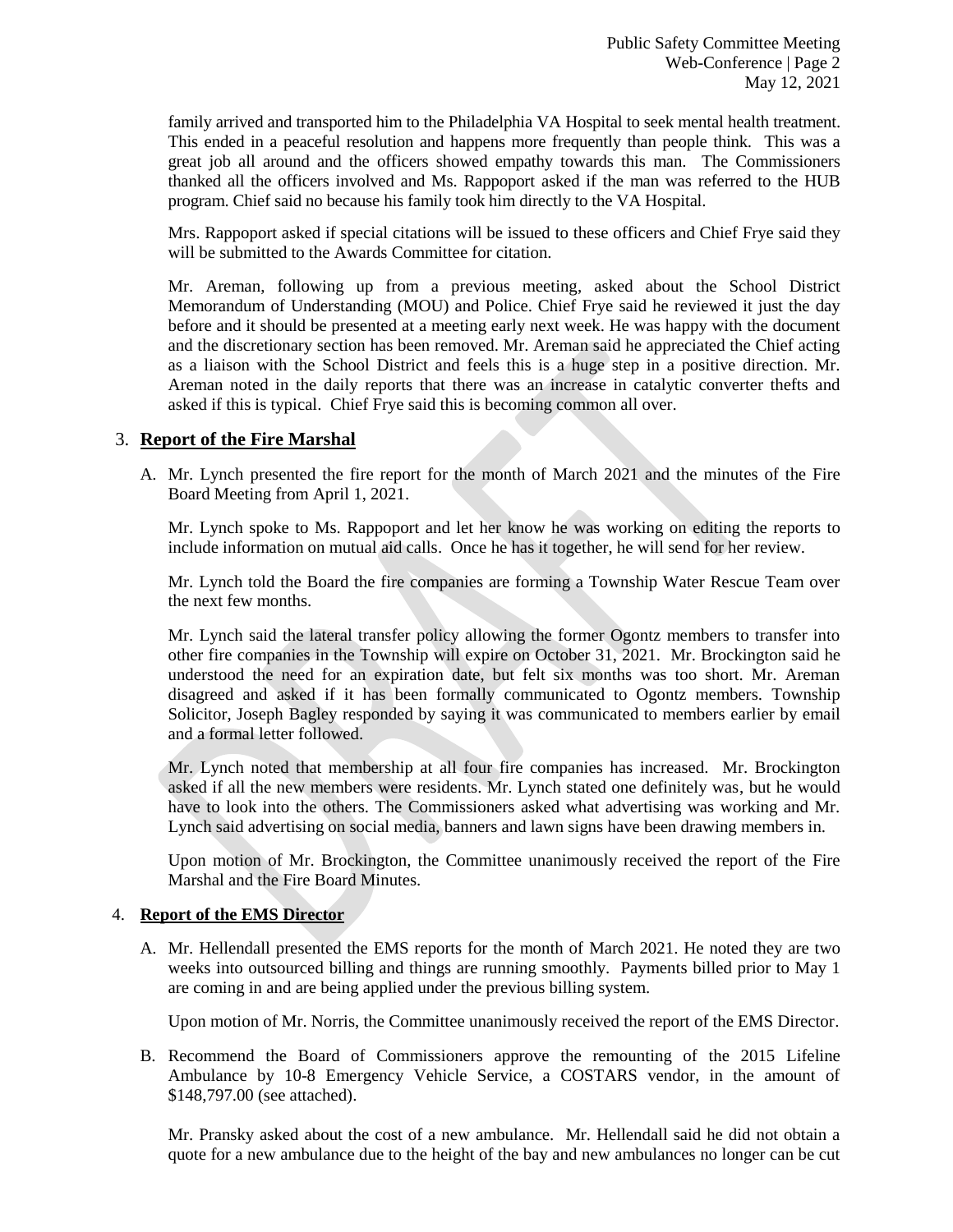family arrived and transported him to the Philadelphia VA Hospital to seek mental health treatment. This ended in a peaceful resolution and happens more frequently than people think. This was a great job all around and the officers showed empathy towards this man. The Commissioners thanked all the officers involved and Ms. Rappoport asked if the man was referred to the HUB program. Chief said no because his family took him directly to the VA Hospital.

Mrs. Rappoport asked if special citations will be issued to these officers and Chief Frye said they will be submitted to the Awards Committee for citation.

Mr. Areman, following up from a previous meeting, asked about the School District Memorandum of Understanding (MOU) and Police. Chief Frye said he reviewed it just the day before and it should be presented at a meeting early next week. He was happy with the document and the discretionary section has been removed. Mr. Areman said he appreciated the Chief acting as a liaison with the School District and feels this is a huge step in a positive direction. Mr. Areman noted in the daily reports that there was an increase in catalytic converter thefts and asked if this is typical. Chief Frye said this is becoming common all over.

3. **Report of the Fire Marshal**

A. Mr. Lynch presented the fire report for the month of March 2021 and the minutes of the Fire Board Meeting from April 1, 2021.

Mr. Lynch spoke to Ms. Rappoport and let her know he was working on editing the reports to include information on mutual aid calls. Once he has it together, he will send for her review.

Mr. Lynch told the Board the fire companies are forming a Township Water Rescue Team over the next few months.

Mr. Lynch said the lateral transfer policy allowing the former Ogontz members to transfer into other fire companies in the Township will expire on October 31, 2021. Mr. Brockington said he understood the need for an expiration date, but felt six months was too short. Mr. Areman disagreed and asked if it has been formally communicated to Ogontz members. Township Solicitor, Joseph Bagley responded by saying it was communicated to members earlier by email and a formal letter followed.

Mr. Lynch noted that membership at all four fire companies has increased. Mr. Brockington asked if all the new members were residents. Mr. Lynch stated one definitely was, but he would have to look into the others. The Commissioners asked what advertising was working and Mr. Lynch said advertising on social media, banners and lawn signs have been drawing members in.

Upon motion of Mr. Brockington, the Committee unanimously received the report of the Fire Marshal and the Fire Board Minutes.

4. **Report of the EMS Director**

A. Mr. Hellendall presented the EMS reports for the month of March 2021. He noted they are two weeks into outsourced billing and things are running smoothly. Payments billed prior to May 1 are coming in and are being applied under the previous billing system.

Upon motion of Mr. Norris, the Committee unanimously received the report of the EMS Director.

B. Recommend the Board of Commissioners approve the remounting of the 2015 Lifeline Ambulance by 10-8 Emergency Vehicle Service, a COSTARS vendor, in the amount of $148,797.00 (see attached).

Mr. Pransky asked about the cost of a new ambulance. Mr. Hellendall said he did not obtain a quote for a new ambulance due to the height of the bay and new ambulances no longer can be cut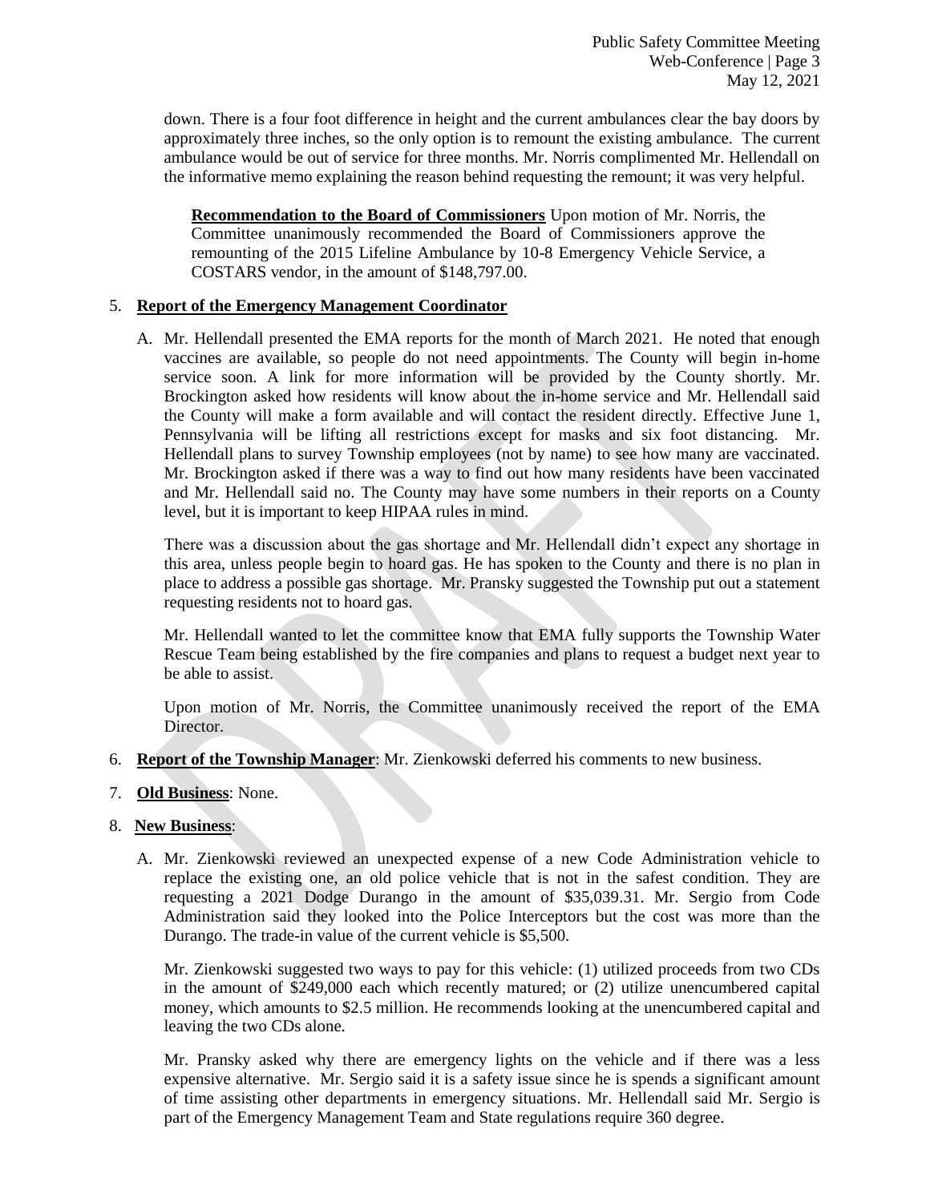down. There is a four foot difference in height and the current ambulances clear the bay doors by approximately three inches, so the only option is to remount the existing ambulance. The current ambulance would be out of service for three months. Mr. Norris complimented Mr. Hellendall on the informative memo explaining the reason behind requesting the remount; it was very helpful.

**Recommendation to the Board of Commissioners** Upon motion of Mr. Norris, the Committee unanimously recommended the Board of Commissioners approve the remounting of the 2015 Lifeline Ambulance by 10-8 Emergency Vehicle Service, a COSTARS vendor, in the amount of $148,797.00.

5. **Report of the Emergency Management Coordinator**

   A. Mr. Hellendall presented the EMA reports for the month of March 2021. He noted that enough vaccines are available, so people do not need appointments. The County will begin in-home service soon. A link for more information will be provided by the County shortly. Mr. Brockington asked how residents will know about the in-home service and Mr. Hellendall said the County will make a form available and will contact the resident directly. Effective June 1, Pennsylvania will be lifting all restrictions except for masks and six foot distancing. Mr. Hellendall plans to survey Township employees (not by name) to see how many are vaccinated. Mr. Brockington asked if there was a way to find out how many residents have been vaccinated and Mr. Hellendall said no. The County may have some numbers in their reports on a County level, but it is important to keep HIPAA rules in mind.

   There was a discussion about the gas shortage and Mr. Hellendall didn't expect any shortage in this area, unless people begin to hoard gas. He has spoken to the County and there is no plan in place to address a possible gas shortage. Mr. Pransky suggested the Township put out a statement requesting residents not to hoard gas.

   Mr. Hellendall wanted to let the committee know that EMA fully supports the Township Water Rescue Team being established by the fire companies and plans to request a budget next year to be able to assist.

   Upon motion of Mr. Norris, the Committee unanimously received the report of the EMA Director.

6. **Report of the Township Manager**: Mr. Zienkowski deferred his comments to new business.

7. **Old Business**: None.

8. **New Business**:

   A. Mr. Zienkowski reviewed an unexpected expense of a new Code Administration vehicle to replace the existing one, an old police vehicle that is not in the safest condition. They are requesting a 2021 Dodge Durango in the amount of $35,039.31. Mr. Sergio from Code Administration said they looked into the Police Interceptors but the cost was more than the Durango. The trade-in value of the current vehicle is $5,500.

   Mr. Zienkowski suggested two ways to pay for this vehicle: (1) utilized proceeds from two CDs in the amount of $249,000 each which recently matured; or (2) utilize unencumbered capital money, which amounts to $2.5 million. He recommends looking at the unencumbered capital and leaving the two CDs alone.

   Mr. Pransky asked why there are emergency lights on the vehicle and if there was a less expensive alternative. Mr. Sergio said it is a safety issue since he is spends a significant amount of time assisting other departments in emergency situations. Mr. Hellendall said Mr. Sergio is part of the Emergency Management Team and State regulations require 360 degree.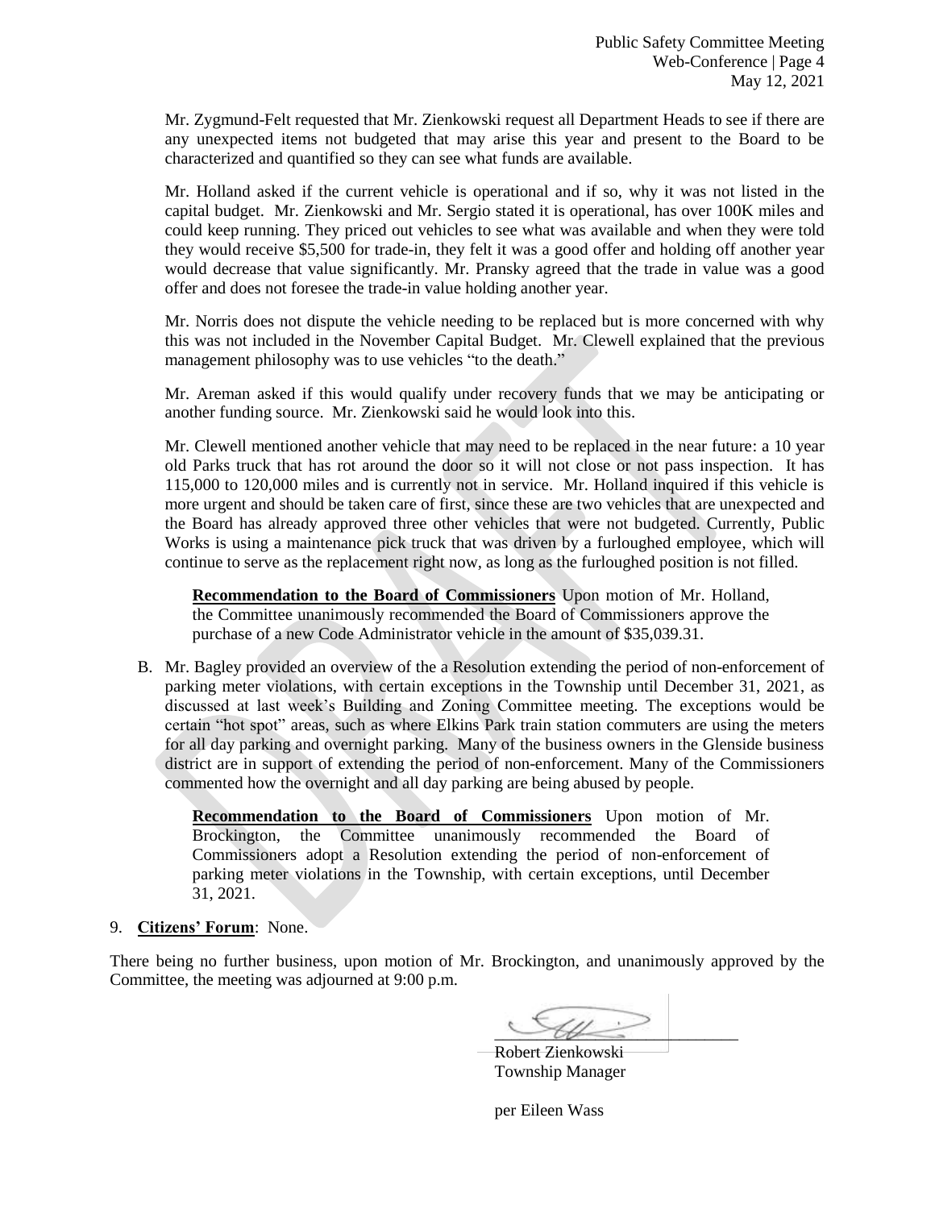Mr. Zygmund-Felt requested that Mr. Zienkowski request all Department Heads to see if there are any unexpected items not budgeted that may arise this year and present to the Board to be characterized and quantified so they can see what funds are available.

Mr. Holland asked if the current vehicle is operational and if so, why it was not listed in the capital budget. Mr. Zienkowski and Mr. Sergio stated it is operational, has over 100K miles and could keep running. They priced out vehicles to see what was available and when they were told they would receive $5,500 for trade-in, they felt it was a good offer and holding off another year would decrease that value significantly. Mr. Pransky agreed that the trade in value was a good offer and does not foresee the trade-in value holding another year.

Mr. Norris does not dispute the vehicle needing to be replaced but is more concerned with why this was not included in the November Capital Budget. Mr. Clewell explained that the previous management philosophy was to use vehicles "to the death."

Mr. Areman asked if this would qualify under recovery funds that we may be anticipating or another funding source. Mr. Zienkowski said he would look into this.

Mr. Clewell mentioned another vehicle that may need to be replaced in the near future: a 10 year old Parks truck that has rot around the door so it will not close or not pass inspection. It has 115,000 to 120,000 miles and is currently not in service. Mr. Holland inquired if this vehicle is more urgent and should be taken care of first, since these are two vehicles that are unexpected and the Board has already approved three other vehicles that were not budgeted. Currently, Public Works is using a maintenance pick truck that was driven by a furloughed employee, which will continue to serve as the replacement right now, as long as the furloughed position is not filled.

> **Recommendation to the Board of Commissioners** Upon motion of Mr. Holland, the Committee unanimously recommended the Board of Commissioners approve the purchase of a new Code Administrator vehicle in the amount of $35,039.31.

B. Mr. Bagley provided an overview of the a Resolution extending the period of non-enforcement of parking meter violations, with certain exceptions in the Township until December 31, 2021, as discussed at last week's Building and Zoning Committee meeting. The exceptions would be certain "hot spot" areas, such as where Elkins Park train station commuters are using the meters for all day parking and overnight parking. Many of the business owners in the Glenside business district are in support of extending the period of non-enforcement. Many of the Commissioners commented how the overnight and all day parking are being abused by people.

> **Recommendation to the Board of Commissioners** Upon motion of Mr. Brockington, the Committee unanimously recommended the Board of Commissioners adopt a Resolution extending the period of non-enforcement of parking meter violations in the Township, with certain exceptions, until December 31, 2021.

9. **Citizens' Forum**: None.

There being no further business, upon motion of Mr. Brockington, and unanimously approved by the Committee, the meeting was adjourned at 9:00 p.m.

Robert Zienkowski
Township Manager

per Eileen Wass